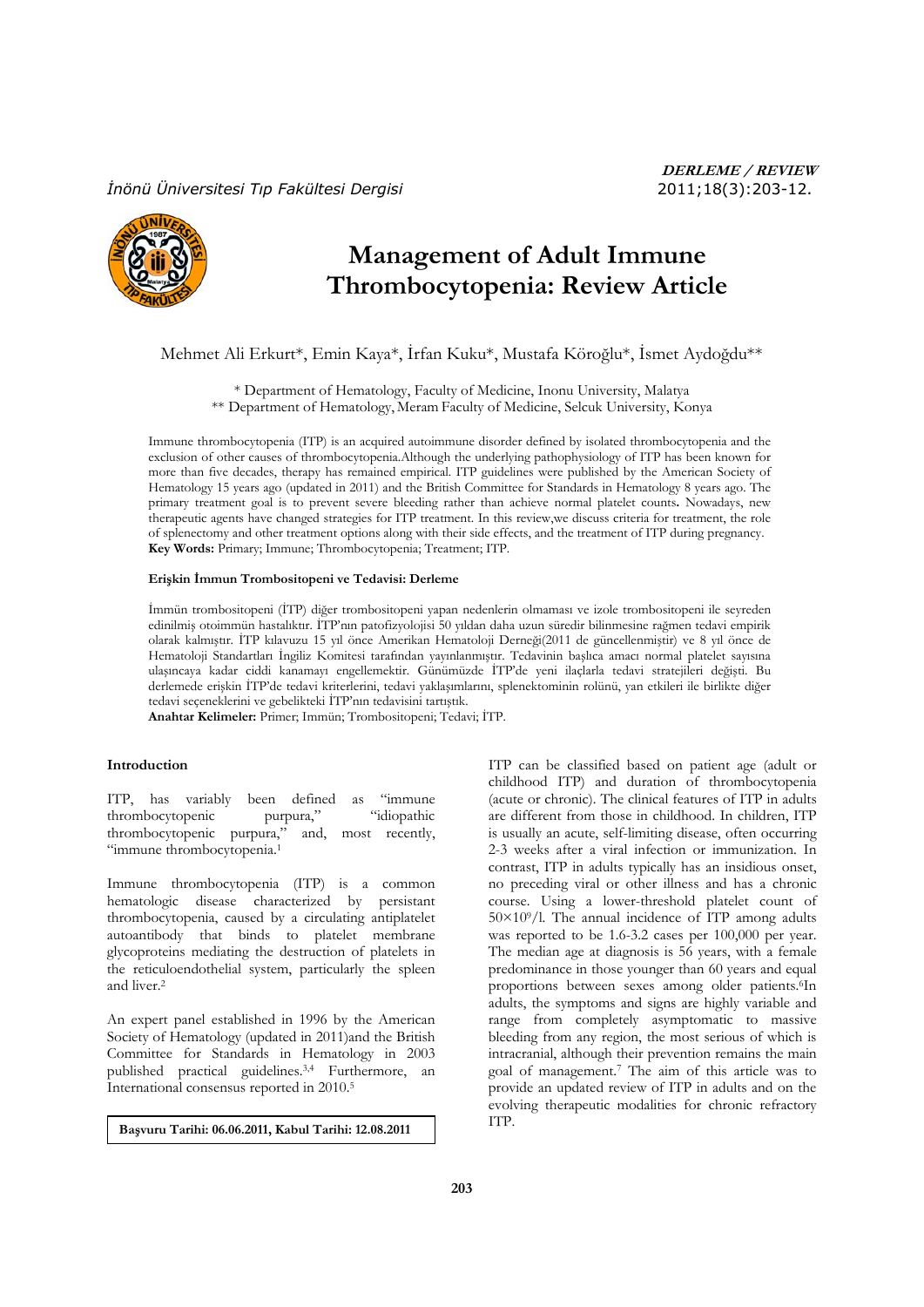**DERLEME / REVIEW**

# Management of Adult Immune Thrombocytopenia: Review Article

Mehmet Ali Erkurt\*, Emin Kaya\*, İrfan Kuku\*, Mustafa Köroğlu\*, İsmet Aydoğdu\*\*

\* Department of Hematology, Faculty of Medicine, Inonu University, Malatya
\*\* Department of Hematology, Meram Faculty of Medicine, Selcuk University, Konya

Immune thrombocytopenia (ITP) is an acquired autoimmune disorder defined by isolated thrombocytopenia and the exclusion of other causes of thrombocytopenia.Although the underlying pathophysiology of ITP has been known for more than five decades, therapy has remained empirical. ITP guidelines were published by the American Society of Hematology 15 years ago (updated in 2011) and the British Committee for Standards in Hematology 8 years ago. The primary treatment goal is to prevent severe bleeding rather than achieve normal platelet counts**.** Nowadays, new therapeutic agents have changed strategies for ITP treatment. In this review,we discuss criteria for treatment, the role of splenectomy and other treatment options along with their side effects, and the treatment of ITP during pregnancy.
**Key Words:** Primary; Immune; Thrombocytopenia; Treatment; ITP.

**Erişkin İmmun Trombositopeni ve Tedavisi: Derleme**

İmmün trombositopeni (İTP) diğer trombositopeni yapan nedenlerin olmaması ve izole trombositopeni ile seyreden edinilmiş otoimmün hastalıktır. İTP'nın patofizyolojisi 50 yıldan daha uzun süredir bilinmesine rağmen tedavi empirik olarak kalmıştır. İTP kılavuzu 15 yıl önce Amerikan Hematoloji Derneği(2011 de güncellenmiştir) ve 8 yıl önce de Hematoloji Standartları İngiliz Komitesi tarafından yayınlanmıştır. Tedavinin başlıca amacı normal platelet sayısına ulaşıncaya kadar ciddi kanamayı engellemektir. Günümüzde İTP'de yeni ilaçlarla tedavi stratejileri değişti. Bu derlemede erişkin İTP'de tedavi kriterlerini, tedavi yaklaşımlarını, splenektominin rolünü, yan etkileri ile birlikte diğer tedavi seçeneklerini ve gebelikteki İTP'nın tedavisini tartıştık.
**Anahtar Kelimeler:** Primer; İmmün; Trombositopeni; Tedavi; İTP.

## Introduction

ITP, has variably been defined as "immune thrombocytopenic purpura," "idiopathic thrombocytopenic purpura," and, most recently, "immune thrombocytopenia.[1]

Immune thrombocytopenia (ITP) is a common hematologic disease characterized by persistant thrombocytopenia, caused by a circulating antiplatelet autoantibody that binds to platelet membrane glycoproteins mediating the destruction of platelets in the reticuloendothelial system, particularly the spleen and liver.[2]

An expert panel established in 1996 by the American Society of Hematology (updated in 2011)and the British Committee for Standards in Hematology in 2003 published practical guidelines.[3,4] Furthermore, an International consensus reported in 2010.[5]

**Başvuru Tarihi: 06.06.2011, Kabul Tarihi: 12.08.2011**

ITP can be classified based on patient age (adult or childhood ITP) and duration of thrombocytopenia (acute or chronic). The clinical features of ITP in adults are different from those in childhood. In children, ITP is usually an acute, self-limiting disease, often occurring 2-3 weeks after a viral infection or immunization. In contrast, ITP in adults typically has an insidious onset, no preceding viral or other illness and has a chronic course. Using a lower-threshold platelet count of $50\times10^9$/l. The annual incidence of ITP among adults was reported to be 1.6-3.2 cases per 100,000 per year. The median age at diagnosis is 56 years, with a female predominance in those younger than 60 years and equal proportions between sexes among older patients.[6]In adults, the symptoms and signs are highly variable and range from completely asymptomatic to massive bleeding from any region, the most serious of which is intracranial, although their prevention remains the main goal of management.[7] The aim of this article was to provide an updated review of ITP in adults and on the evolving therapeutic modalities for chronic refractory ITP.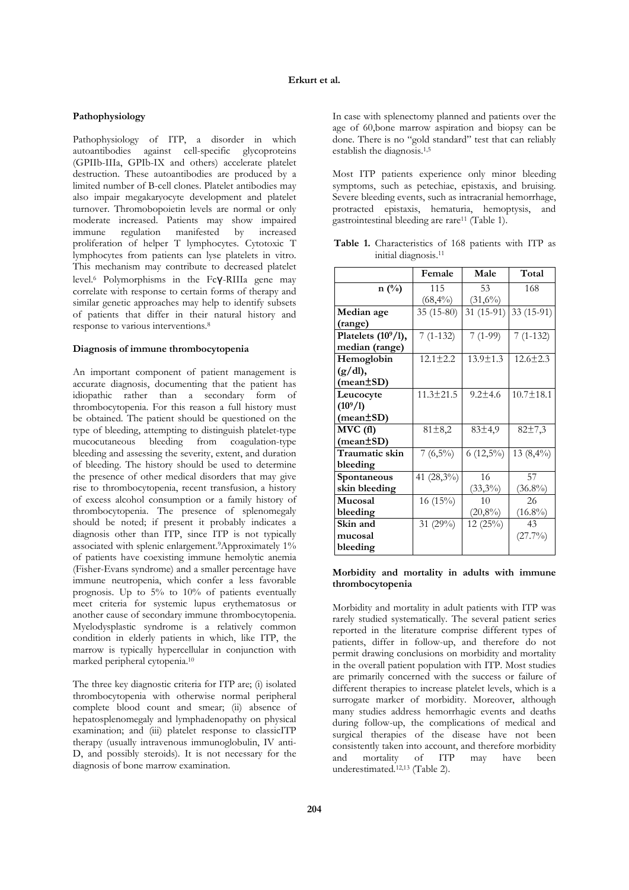### Pathophysiology

Pathophysiology of ITP, a disorder in which autoantibodies against cell-specific glycoproteins (GPIIb-IIIa, GPIb-IX and others) accelerate platelet destruction. These autoantibodies are produced by a limited number of B-cell clones. Platelet antibodies may also impair megakaryocyte development and platelet turnover. Thromobopoietin levels are normal or only moderate increased. Patients may show impaired immune regulation manifested by increased proliferation of helper T lymphocytes. Cytotoxic T lymphocytes from patients can lyse platelets in vitro. This mechanism may contribute to decreased platelet level.[6] Polymorphisms in the Fcγ-RIIIa gene may correlate with response to certain forms of therapy and similar genetic approaches may help to identify subsets of patients that differ in their natural history and response to various interventions.[8]

### Diagnosis of immune thrombocytopenia

An important component of patient management is accurate diagnosis, documenting that the patient has idiopathic rather than a secondary form of thrombocytopenia. For this reason a full history must be obtained. The patient should be questioned on the type of bleeding, attempting to distinguish platelet-type mucocutaneous bleeding from coagulation-type bleeding and assessing the severity, extent, and duration of bleeding. The history should be used to determine the presence of other medical disorders that may give rise to thrombocytopenia, recent transfusion, a history of excess alcohol consumption or a family history of thrombocytopenia. The presence of splenomegaly should be noted; if present it probably indicates a diagnosis other than ITP, since ITP is not typically associated with splenic enlargement.[9]Approximately 1% of patients have coexisting immune hemolytic anemia (Fisher-Evans syndrome) and a smaller percentage have immune neutropenia, which confer a less favorable prognosis. Up to 5% to 10% of patients eventually meet criteria for systemic lupus erythematosus or another cause of secondary immune thrombocytopenia. Myelodysplastic syndrome is a relatively common condition in elderly patients in which, like ITP, the marrow is typically hypercellular in conjunction with marked peripheral cytopenia.[10]

The three key diagnostic criteria for ITP are; (i) isolated thrombocytopenia with otherwise normal peripheral complete blood count and smear; (ii) absence of hepatosplenomegaly and lymphadenopathy on physical examination; and (iii) platelet response to classicITP therapy (usually intravenous immunoglobulin, IV anti-D, and possibly steroids). It is not necessary for the diagnosis of bone marrow examination.

In case with splenectomy planned and patients over the age of 60,bone marrow aspiration and biopsy can be done. There is no "gold standard" test that can reliably establish the diagnosis.[1,5]

Most ITP patients experience only minor bleeding symptoms, such as petechiae, epistaxis, and bruising. Severe bleeding events, such as intracranial hemorrhage, protracted epistaxis, hematuria, hemoptysis, and gastrointestinal bleeding are rare[11] (Table 1).

**Table 1.** Characteristics of 168 patients with ITP as initial diagnosis.[11]

| | Female | Male | Total |
|---|---|---|---|
| **n (%)** | 115 (68,4%) | 53 (31,6%) | 168 |
| **Median age (range)** | 35 (15-80) | 31 (15-91) | 33 (15-91) |
| **Platelets ($10^9$/l), median (range)** | 7 (1-132) | 7 (1-99) | 7 (1-132) |
| **Hemoglobin (g/dl), (mean±SD)** | 12.1±2.2 | 13.9±1.3 | 12.6±2.3 |
| **Leucocyte ($10^9$/l) (mean±SD)** | 11.3±21.5 | 9.2±4.6 | 10.7±18.1 |
| **MVC (fl) (mean±SD)** | 81±8,2 | 83±4,9 | 82±7,3 |
| **Traumatic skin bleeding** | 7 (6,5%) | 6 (12,5%) | 13 (8,4%) |
| **Spontaneous skin bleeding** | 41 (28,3%) | 16 (33,3%) | 57 (36.8%) |
| **Mucosal bleeding** | 16 (15%) | 10 (20,8%) | 26 (16.8%) |
| **Skin and mucosal bleeding** | 31 (29%) | 12 (25%) | 43 (27.7%) |

### Morbidity and mortality in adults with immune thrombocytopenia

Morbidity and mortality in adult patients with ITP was rarely studied systematically. The several patient series reported in the literature comprise different types of patients, differ in follow-up, and therefore do not permit drawing conclusions on morbidity and mortality in the overall patient population with ITP. Most studies are primarily concerned with the success or failure of different therapies to increase platelet levels, which is a surrogate marker of morbidity. Moreover, although many studies address hemorrhagic events and deaths during follow-up, the complications of medical and surgical therapies of the disease have not been consistently taken into account, and therefore morbidity and mortality of ITP may have been underestimated.[12,13] (Table 2).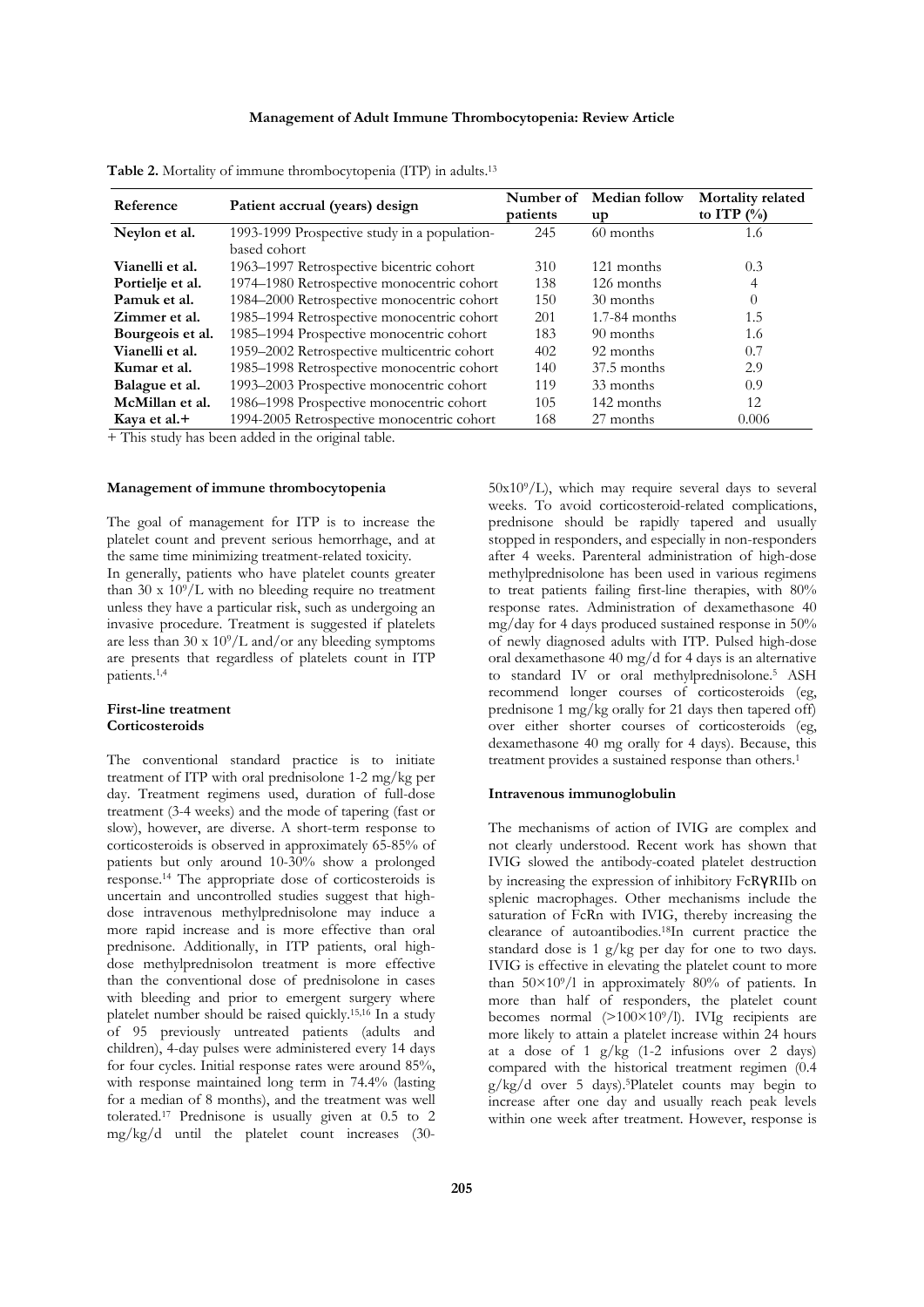**Table 2.** Mortality of immune thrombocytopenia (ITP) in adults.[13]

| Reference | Patient accrual (years) design | Number of patients | Median follow up | Mortality related to ITP (%) |
|---|---|---|---|---|
| **Neylon et al.** | 1993-1999 Prospective study in a population-based cohort | 245 | 60 months | 1.6 |
| **Vianelli et al.** | 1963–1997 Retrospective bicentric cohort | 310 | 121 months | 0.3 |
| **Portielje et al.** | 1974–1980 Retrospective monocentric cohort | 138 | 126 months | 4 |
| **Pamuk et al.** | 1984–2000 Retrospective monocentric cohort | 150 | 30 months | 0 |
| **Zimmer et al.** | 1985–1994 Retrospective monocentric cohort | 201 | 1.7-84 months | 1.5 |
| **Bourgeois et al.** | 1985–1994 Prospective monocentric cohort | 183 | 90 months | 1.6 |
| **Vianelli et al.** | 1959–2002 Retrospective multicentric cohort | 402 | 92 months | 0.7 |
| **Kumar et al.** | 1985–1998 Retrospective monocentric cohort | 140 | 37.5 months | 2.9 |
| **Balague et al.** | 1993–2003 Prospective monocentric cohort | 119 | 33 months | 0.9 |
| **McMillan et al.** | 1986–1998 Prospective monocentric cohort | 105 | 142 months | 12 |
| **Kaya et al.+** | 1994-2005 Retrospective monocentric cohort | 168 | 27 months | 0.006 |

+ This study has been added in the original table.

**Management of immune thrombocytopenia**

The goal of management for ITP is to increase the platelet count and prevent serious hemorrhage, and at the same time minimizing treatment-related toxicity.

In generally, patients who have platelet counts greater than 30 x $10^9$/L with no bleeding require no treatment unless they have a particular risk, such as undergoing an invasive procedure. Treatment is suggested if platelets are less than 30 x $10^9$/L and/or any bleeding symptoms are presents that regardless of platelets count in ITP patients.[1,4]

**First-line treatment**

**Corticosteroids**

The conventional standard practice is to initiate treatment of ITP with oral prednisolone 1-2 mg/kg per day. Treatment regimens used, duration of full-dose treatment (3-4 weeks) and the mode of tapering (fast or slow), however, are diverse. A short-term response to corticosteroids is observed in approximately 65-85% of patients but only around 10-30% show a prolonged response.[14] The appropriate dose of corticosteroids is uncertain and uncontrolled studies suggest that high-dose intravenous methylprednisolone may induce a more rapid increase and is more effective than oral prednisone. Additionally, in ITP patients, oral high-dose methylprednisolon treatment is more effective than the conventional dose of prednisolone in cases with bleeding and prior to emergent surgery where platelet number should be raised quickly.[15,16] In a study of 95 previously untreated patients (adults and children), 4-day pulses were administered every 14 days for four cycles. Initial response rates were around 85%, with response maintained long term in 74.4% (lasting for a median of 8 months), and the treatment was well tolerated.[17] Prednisone is usually given at 0.5 to 2 mg/kg/d until the platelet count increases (30-50x$10^9$/L), which may require several days to several weeks. To avoid corticosteroid-related complications, prednisone should be rapidly tapered and usually stopped in responders, and especially in non-responders after 4 weeks. Parenteral administration of high-dose methylprednisolone has been used in various regimens to treat patients failing first-line therapies, with 80% response rates. Administration of dexamethasone 40 mg/day for 4 days produced sustained response in 50% of newly diagnosed adults with ITP. Pulsed high-dose oral dexamethasone 40 mg/d for 4 days is an alternative to standard IV or oral methylprednisolone.[5] ASH recommend longer courses of corticosteroids (eg, prednisone 1 mg/kg orally for 21 days then tapered off) over either shorter courses of corticosteroids (eg, dexamethasone 40 mg orally for 4 days). Because, this treatment provides a sustained response than others.[1]

**Intravenous immunoglobulin**

The mechanisms of action of IVIG are complex and not clearly understood. Recent work has shown that IVIG slowed the antibody-coated platelet destruction by increasing the expression of inhibitory FcRγRIIb on splenic macrophages. Other mechanisms include the saturation of FcRn with IVIG, thereby increasing the clearance of autoantibodies.[18]In current practice the standard dose is 1 g/kg per day for one to two days. IVIG is effective in elevating the platelet count to more than 50×$10^9$/l in approximately 80% of patients. In more than half of responders, the platelet count becomes normal (>100×$10^9$/l). IVIg recipients are more likely to attain a platelet increase within 24 hours at a dose of 1 g/kg (1-2 infusions over 2 days) compared with the historical treatment regimen (0.4 g/kg/d over 5 days).[5]Platelet counts may begin to increase after one day and usually reach peak levels within one week after treatment. However, response is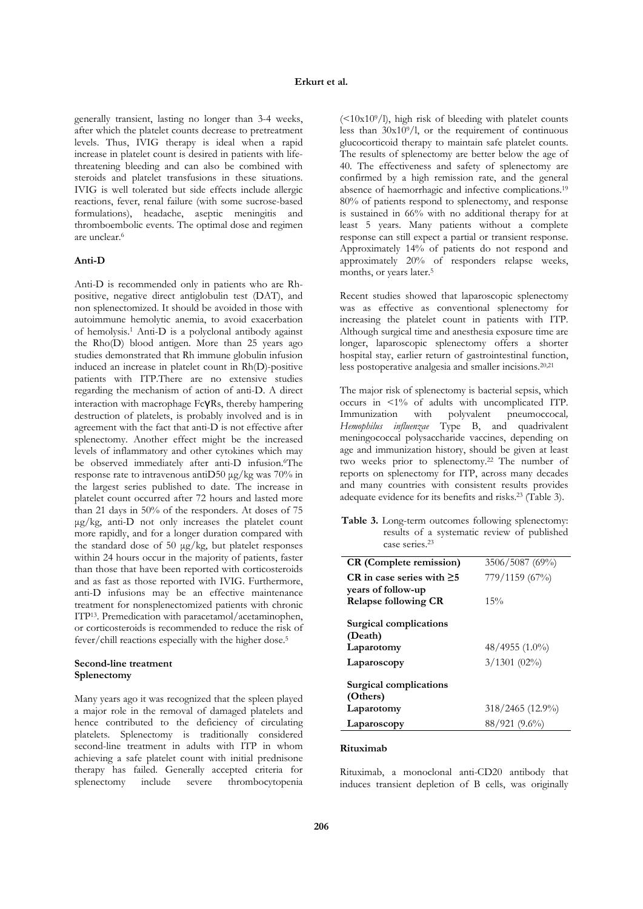generally transient, lasting no longer than 3-4 weeks, after which the platelet counts decrease to pretreatment levels. Thus, IVIG therapy is ideal when a rapid increase in platelet count is desired in patients with life-threatening bleeding and can also be combined with steroids and platelet transfusions in these situations. IVIG is well tolerated but side effects include allergic reactions, fever, renal failure (with some sucrose-based formulations), headache, aseptic meningitis and thromboembolic events. The optimal dose and regimen are unclear.[6]

### Anti-D

Anti-D is recommended only in patients who are Rh-positive, negative direct antiglobulin test (DAT), and non splenectomized. It should be avoided in those with autoimmune hemolytic anemia, to avoid exacerbation of hemolysis.[1] Anti-D is a polyclonal antibody against the Rho(D) blood antigen. More than 25 years ago studies demonstrated that Rh immune globulin infusion induced an increase in platelet count in Rh(D)-positive patients with ITP.There are no extensive studies regarding the mechanism of action of anti-D. A direct interaction with macrophage FcγRs, thereby hampering destruction of platelets, is probably involved and is in agreement with the fact that anti-D is not effective after splenectomy. Another effect might be the increased levels of inflammatory and other cytokines which may be observed immediately after anti-D infusion.[6]The response rate to intravenous antiD50 µg/kg was 70% in the largest series published to date. The increase in platelet count occurred after 72 hours and lasted more than 21 days in 50% of the responders. At doses of 75 µg/kg, anti-D not only increases the platelet count more rapidly, and for a longer duration compared with the standard dose of 50 µg/kg, but platelet responses within 24 hours occur in the majority of patients, faster than those that have been reported with corticosteroids and as fast as those reported with IVIG. Furthermore, anti-D infusions may be an effective maintenance treatment for nonsplenectomized patients with chronic ITP[13]. Premedication with paracetamol/acetaminophen, or corticosteroids is recommended to reduce the risk of fever/chill reactions especially with the higher dose.[5]

### Second-line treatment

### Splenectomy

Many years ago it was recognized that the spleen played a major role in the removal of damaged platelets and hence contributed to the deficiency of circulating platelets. Splenectomy is traditionally considered second-line treatment in adults with ITP in whom achieving a safe platelet count with initial prednisone therapy has failed. Generally accepted criteria for splenectomy include severe thrombocytopenia ($<10x10^9$/l), high risk of bleeding with platelet counts less than $30x10^9$/l, or the requirement of continuous glucocorticoid therapy to maintain safe platelet counts. The results of splenectomy are better below the age of 40. The effectiveness and safety of splenectomy are confirmed by a high remission rate, and the general absence of haemorrhagic and infective complications.[19] 80% of patients respond to splenectomy, and response is sustained in 66% with no additional therapy for at least 5 years. Many patients without a complete response can still expect a partial or transient response. Approximately 14% of patients do not respond and approximately 20% of responders relapse weeks, months, or years later.[5]

Recent studies showed that laparoscopic splenectomy was as effective as conventional splenectomy for increasing the platelet count in patients with ITP. Although surgical time and anesthesia exposure time are longer, laparoscopic splenectomy offers a shorter hospital stay, earlier return of gastrointestinal function, less postoperative analgesia and smaller incisions.[20,21]

The major risk of splenectomy is bacterial sepsis, which occurs in <1% of adults with uncomplicated ITP. Immunization with polyvalent pneumoccocal, *Hemophilus influenzae* Type B, and quadrivalent meningococcal polysaccharide vaccines, depending on age and immunization history, should be given at least two weeks prior to splenectomy.[22] The number of reports on splenectomy for ITP, across many decades and many countries with consistent results provides adequate evidence for its benefits and risks.[23] (Table 3).

**Table 3.** Long-term outcomes following splenectomy: results of a systematic review of published case series.[23]

| | |
|---|---|
| **CR (Complete remission)** | 3506/5087 (69%) |
| **CR in case series with ≥5 years of follow-up** | 779/1159 (67%) |
| **Relapse following CR** | 15% |
| **Surgical complications (Death)** | |
| **Laparotomy** | 48/4955 (1.0%) |
| **Laparoscopy** | 3/1301 (02%) |
| **Surgical complications (Others)** | |
| **Laparotomy** | 318/2465 (12.9%) |
| **Laparoscopy** | 88/921 (9.6%) |

### Rituximab

Rituximab, a monoclonal anti-CD20 antibody that induces transient depletion of B cells, was originally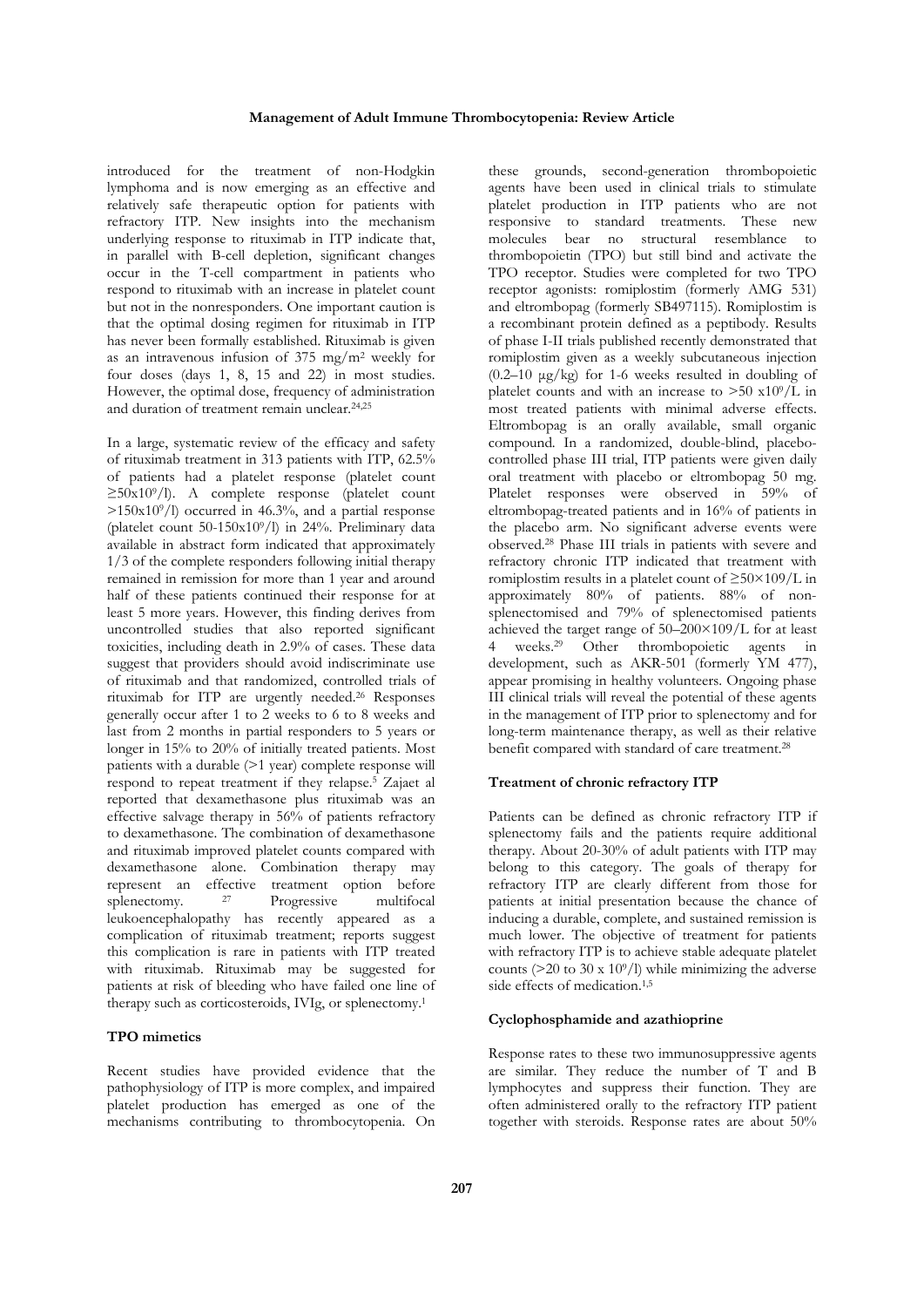introduced for the treatment of non-Hodgkin lymphoma and is now emerging as an effective and relatively safe therapeutic option for patients with refractory ITP. New insights into the mechanism underlying response to rituximab in ITP indicate that, in parallel with B-cell depletion, significant changes occur in the T-cell compartment in patients who respond to rituximab with an increase in platelet count but not in the nonresponders. One important caution is that the optimal dosing regimen for rituximab in ITP has never been formally established. Rituximab is given as an intravenous infusion of 375 mg/m$^2$ weekly for four doses (days 1, 8, 15 and 22) in most studies. However, the optimal dose, frequency of administration and duration of treatment remain unclear.[24,25]

In a large, systematic review of the efficacy and safety of rituximab treatment in 313 patients with ITP, 62.5% of patients had a platelet response (platelet count $\geq$50x10$^9$/l). A complete response (platelet count >150x10$^9$/l) occurred in 46.3%, and a partial response (platelet count 50-150x10$^9$/l) in 24%. Preliminary data available in abstract form indicated that approximately 1/3 of the complete responders following initial therapy remained in remission for more than 1 year and around half of these patients continued their response for at least 5 more years. However, this finding derives from uncontrolled studies that also reported significant toxicities, including death in 2.9% of cases. These data suggest that providers should avoid indiscriminate use of rituximab and that randomized, controlled trials of rituximab for ITP are urgently needed.[26] Responses generally occur after 1 to 2 weeks to 6 to 8 weeks and last from 2 months in partial responders to 5 years or longer in 15% to 20% of initially treated patients. Most patients with a durable (>1 year) complete response will respond to repeat treatment if they relapse.[5] Zajaet al reported that dexamethasone plus rituximab was an effective salvage therapy in 56% of patients refractory to dexamethasone. The combination of dexamethasone and rituximab improved platelet counts compared with dexamethasone alone. Combination therapy may represent an effective treatment option before splenectomy. [27] Progressive multifocal leukoencephalopathy has recently appeared as a complication of rituximab treatment; reports suggest this complication is rare in patients with ITP treated with rituximab. Rituximab may be suggested for patients at risk of bleeding who have failed one line of therapy such as corticosteroids, IVIg, or splenectomy.[1]

**TPO mimetics**

Recent studies have provided evidence that the pathophysiology of ITP is more complex, and impaired platelet production has emerged as one of the mechanisms contributing to thrombocytopenia. On these grounds, second-generation thrombopoietic agents have been used in clinical trials to stimulate platelet production in ITP patients who are not responsive to standard treatments. These new molecules bear no structural resemblance to thrombopoietin (TPO) but still bind and activate the TPO receptor. Studies were completed for two TPO receptor agonists: romiplostim (formerly AMG 531) and eltrombopag (formerly SB497115). Romiplostim is a recombinant protein defined as a peptibody. Results of phase I-II trials published recently demonstrated that romiplostim given as a weekly subcutaneous injection (0.2–10 μg/kg) for 1-6 weeks resulted in doubling of platelet counts and with an increase to >50 x10$^9$/L in most treated patients with minimal adverse effects. Eltrombopag is an orally available, small organic compound. In a randomized, double-blind, placebo-controlled phase III trial, ITP patients were given daily oral treatment with placebo or eltrombopag 50 mg. Platelet responses were observed in 59% of eltrombopag-treated patients and in 16% of patients in the placebo arm. No significant adverse events were observed.[28] Phase III trials in patients with severe and refractory chronic ITP indicated that treatment with romiplostim results in a platelet count of $\geq$50×109/L in approximately 80% of patients. 88% of non-splenectomised and 79% of splenectomised patients achieved the target range of 50–200×109/L for at least 4 weeks.[29] Other thrombopoietic agents in development, such as AKR-501 (formerly YM 477), appear promising in healthy volunteers. Ongoing phase III clinical trials will reveal the potential of these agents in the management of ITP prior to splenectomy and for long-term maintenance therapy, as well as their relative benefit compared with standard of care treatment.[28]

**Treatment of chronic refractory ITP**

Patients can be defined as chronic refractory ITP if splenectomy fails and the patients require additional therapy. About 20-30% of adult patients with ITP may belong to this category. The goals of therapy for refractory ITP are clearly different from those for patients at initial presentation because the chance of inducing a durable, complete, and sustained remission is much lower. The objective of treatment for patients with refractory ITP is to achieve stable adequate platelet counts (>20 to 30 x 10$^9$/l) while minimizing the adverse side effects of medication.[1,5]

**Cyclophosphamide and azathioprine**

Response rates to these two immunosuppressive agents are similar. They reduce the number of T and B lymphocytes and suppress their function. They are often administered orally to the refractory ITP patient together with steroids. Response rates are about 50%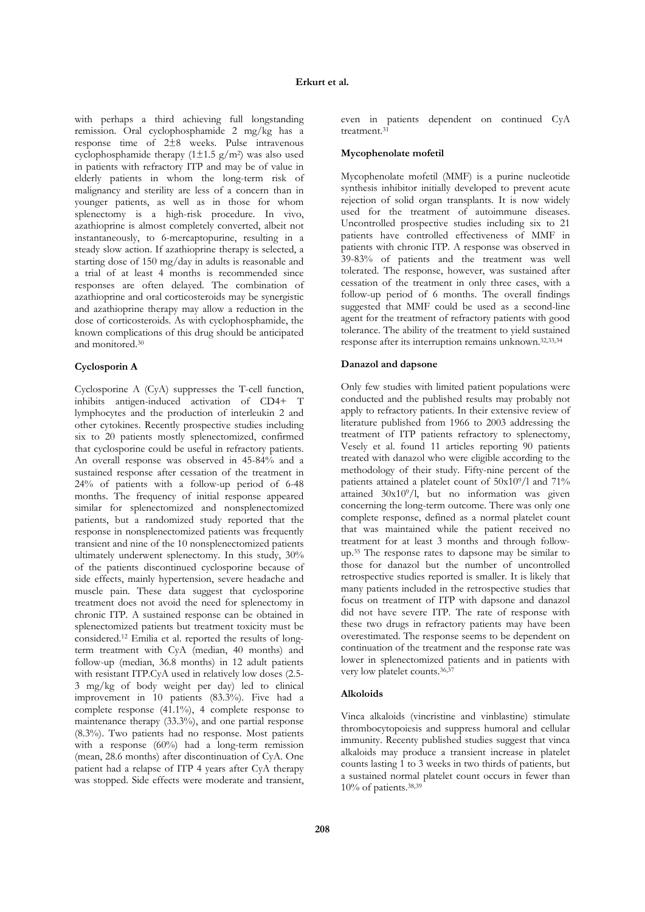with perhaps a third achieving full longstanding remission. Oral cyclophosphamide 2 mg/kg has a response time of 2±8 weeks. Pulse intravenous cyclophosphamide therapy (1±1.5 g/m$^2$) was also used in patients with refractory ITP and may be of value in elderly patients in whom the long-term risk of malignancy and sterility are less of a concern than in younger patients, as well as in those for whom splenectomy is a high-risk procedure. In vivo, azathioprine is almost completely converted, albeit not instantaneously, to 6-mercaptopurine, resulting in a steady slow action. If azathioprine therapy is selected, a starting dose of 150 mg/day in adults is reasonable and a trial of at least 4 months is recommended since responses are often delayed. The combination of azathioprine and oral corticosteroids may be synergistic and azathioprine therapy may allow a reduction in the dose of corticosteroids. As with cyclophosphamide, the known complications of this drug should be anticipated and monitored.[30]

### Cyclosporin A

Cyclosporine A (CyA) suppresses the T-cell function, inhibits antigen-induced activation of CD4+ T lymphocytes and the production of interleukin 2 and other cytokines. Recently prospective studies including six to 20 patients mostly splenectomized, confirmed that cyclosporine could be useful in refractory patients. An overall response was observed in 45-84% and a sustained response after cessation of the treatment in 24% of patients with a follow-up period of 6-48 months. The frequency of initial response appeared similar for splenectomized and nonsplenectomized patients, but a randomized study reported that the response in nonsplenectomized patients was frequently transient and nine of the 10 nonsplenectomized patients ultimately underwent splenectomy. In this study, 30% of the patients discontinued cyclosporine because of side effects, mainly hypertension, severe headache and muscle pain. These data suggest that cyclosporine treatment does not avoid the need for splenectomy in chronic ITP. A sustained response can be obtained in splenectomized patients but treatment toxicity must be considered.[12] Emilia et al. reported the results of long-term treatment with CyA (median, 40 months) and follow-up (median, 36.8 months) in 12 adult patients with resistant ITP.CyA used in relatively low doses (2.5-3 mg/kg of body weight per day) led to clinical improvement in 10 patients (83.3%). Five had a complete response (41.1%), 4 complete response to maintenance therapy (33.3%), and one partial response (8.3%). Two patients had no response. Most patients with a response (60%) had a long-term remission (mean, 28.6 months) after discontinuation of CyA. One patient had a relapse of ITP 4 years after CyA therapy was stopped. Side effects were moderate and transient, even in patients dependent on continued CyA treatment.[31]

### Mycophenolate mofetil

Mycophenolate mofetil (MMF) is a purine nucleotide synthesis inhibitor initially developed to prevent acute rejection of solid organ transplants. It is now widely used for the treatment of autoimmune diseases. Uncontrolled prospective studies including six to 21 patients have controlled effectiveness of MMF in patients with chronic ITP. A response was observed in 39-83% of patients and the treatment was well tolerated. The response, however, was sustained after cessation of the treatment in only three cases, with a follow-up period of 6 months. The overall findings suggested that MMF could be used as a second-line agent for the treatment of refractory patients with good tolerance. The ability of the treatment to yield sustained response after its interruption remains unknown.[32,33,34]

### Danazol and dapsone

Only few studies with limited patient populations were conducted and the published results may probably not apply to refractory patients. In their extensive review of literature published from 1966 to 2003 addressing the treatment of ITP patients refractory to splenectomy, Vesely et al. found 11 articles reporting 90 patients treated with danazol who were eligible according to the methodology of their study. Fifty-nine percent of the patients attained a platelet count of $50x10^9$/l and 71% attained $30x10^9$/l, but no information was given concerning the long-term outcome. There was only one complete response, defined as a normal platelet count that was maintained while the patient received no treatment for at least 3 months and through follow-up.[35] The response rates to dapsone may be similar to those for danazol but the number of uncontrolled retrospective studies reported is smaller. It is likely that many patients included in the retrospective studies that focus on treatment of ITP with dapsone and danazol did not have severe ITP. The rate of response with these two drugs in refractory patients may have been overestimated. The response seems to be dependent on continuation of the treatment and the response rate was lower in splenectomized patients and in patients with very low platelet counts.[36,37]

### Alkoloids

Vinca alkaloids (vincristine and vinblastine) stimulate thrombocytopoiesis and suppress humoral and cellular immunity. Recenty published studies suggest that vinca alkaloids may produce a transient increase in platelet counts lasting 1 to 3 weeks in two thirds of patients, but a sustained normal platelet count occurs in fewer than 10% of patients.[38,39]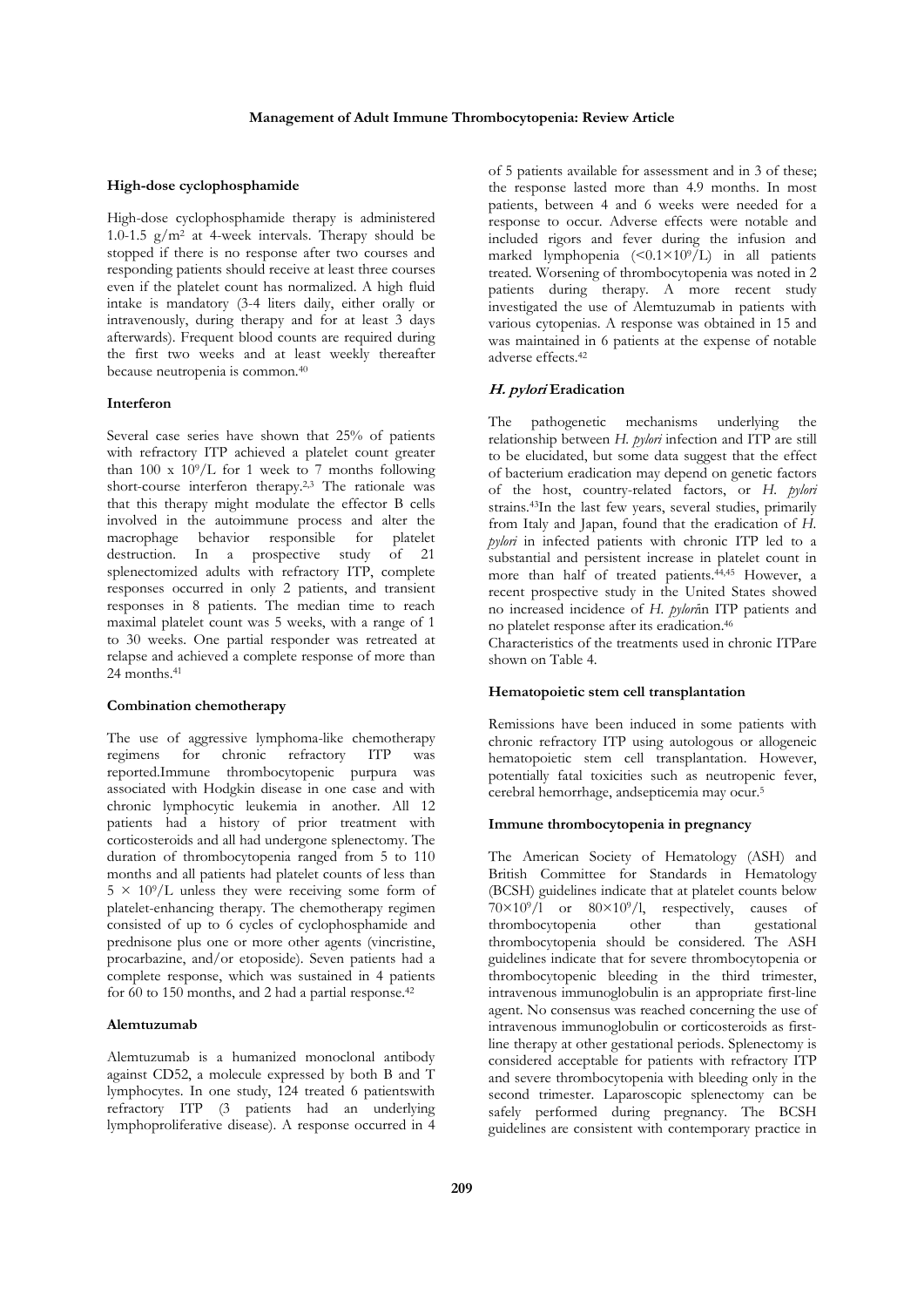### High-dose cyclophosphamide

High-dose cyclophosphamide therapy is administered 1.0-1.5 g/m$^2$ at 4-week intervals. Therapy should be stopped if there is no response after two courses and responding patients should receive at least three courses even if the platelet count has normalized. A high fluid intake is mandatory (3-4 liters daily, either orally or intravenously, during therapy and for at least 3 days afterwards). Frequent blood counts are required during the first two weeks and at least weekly thereafter because neutropenia is common.[40]

### Interferon

Several case series have shown that 25% of patients with refractory ITP achieved a platelet count greater than 100 x $10^9$/L for 1 week to 7 months following short-course interferon therapy.[2,3] The rationale was that this therapy might modulate the effector B cells involved in the autoimmune process and alter the macrophage behavior responsible for platelet destruction. In a prospective study of 21 splenectomized adults with refractory ITP, complete responses occurred in only 2 patients, and transient responses in 8 patients. The median time to reach maximal platelet count was 5 weeks, with a range of 1 to 30 weeks. One partial responder was retreated at relapse and achieved a complete response of more than 24 months.[41]

### Combination chemotherapy

The use of aggressive lymphoma-like chemotherapy regimens for chronic refractory ITP was reported.Immune thrombocytopenic purpura was associated with Hodgkin disease in one case and with chronic lymphocytic leukemia in another. All 12 patients had a history of prior treatment with corticosteroids and all had undergone splenectomy. The duration of thrombocytopenia ranged from 5 to 110 months and all patients had platelet counts of less than 5 × $10^9$/L unless they were receiving some form of platelet-enhancing therapy. The chemotherapy regimen consisted of up to 6 cycles of cyclophosphamide and prednisone plus one or more other agents (vincristine, procarbazine, and/or etoposide). Seven patients had a complete response, which was sustained in 4 patients for 60 to 150 months, and 2 had a partial response.[42]

### Alemtuzumab

Alemtuzumab is a humanized monoclonal antibody against CD52, a molecule expressed by both B and T lymphocytes. In one study, 124 treated 6 patientswith refractory ITP (3 patients had an underlying lymphoproliferative disease). A response occurred in 4 of 5 patients available for assessment and in 3 of these; the response lasted more than 4.9 months. In most patients, between 4 and 6 weeks were needed for a response to occur. Adverse effects were notable and included rigors and fever during the infusion and marked lymphopenia (<0.1×$10^9$/L) in all patients treated. Worsening of thrombocytopenia was noted in 2 patients during therapy. A more recent study investigated the use of Alemtuzumab in patients with various cytopenias. A response was obtained in 15 and was maintained in 6 patients at the expense of notable adverse effects.[42]

### *H. pylori* Eradication

The pathogenetic mechanisms underlying the relationship between *H. pylori* infection and ITP are still to be elucidated, but some data suggest that the effect of bacterium eradication may depend on genetic factors of the host, country-related factors, or *H. pylori* strains.[43]In the last few years, several studies, primarily from Italy and Japan, found that the eradication of *H. pylori* in infected patients with chronic ITP led to a substantial and persistent increase in platelet count in more than half of treated patients.[44,45] However, a recent prospective study in the United States showed no increased incidence of *H. pylori*in ITP patients and no platelet response after its eradication.[46]

Characteristics of the treatments used in chronic ITPare shown on Table 4.

### Hematopoietic stem cell transplantation

Remissions have been induced in some patients with chronic refractory ITP using autologous or allogeneic hematopoietic stem cell transplantation. However, potentially fatal toxicities such as neutropenic fever, cerebral hemorrhage, andsepticemia may ocur.[5]

### Immune thrombocytopenia in pregnancy

The American Society of Hematology (ASH) and British Committee for Standards in Hematology (BCSH) guidelines indicate that at platelet counts below 70×$10^9$/l or 80×$10^9$/l, respectively, causes of thrombocytopenia other than gestational thrombocytopenia should be considered. The ASH guidelines indicate that for severe thrombocytopenia or thrombocytopenic bleeding in the third trimester, intravenous immunoglobulin is an appropriate first-line agent. No consensus was reached concerning the use of intravenous immunoglobulin or corticosteroids as first-line therapy at other gestational periods. Splenectomy is considered acceptable for patients with refractory ITP and severe thrombocytopenia with bleeding only in the second trimester. Laparoscopic splenectomy can be safely performed during pregnancy. The BCSH guidelines are consistent with contemporary practice in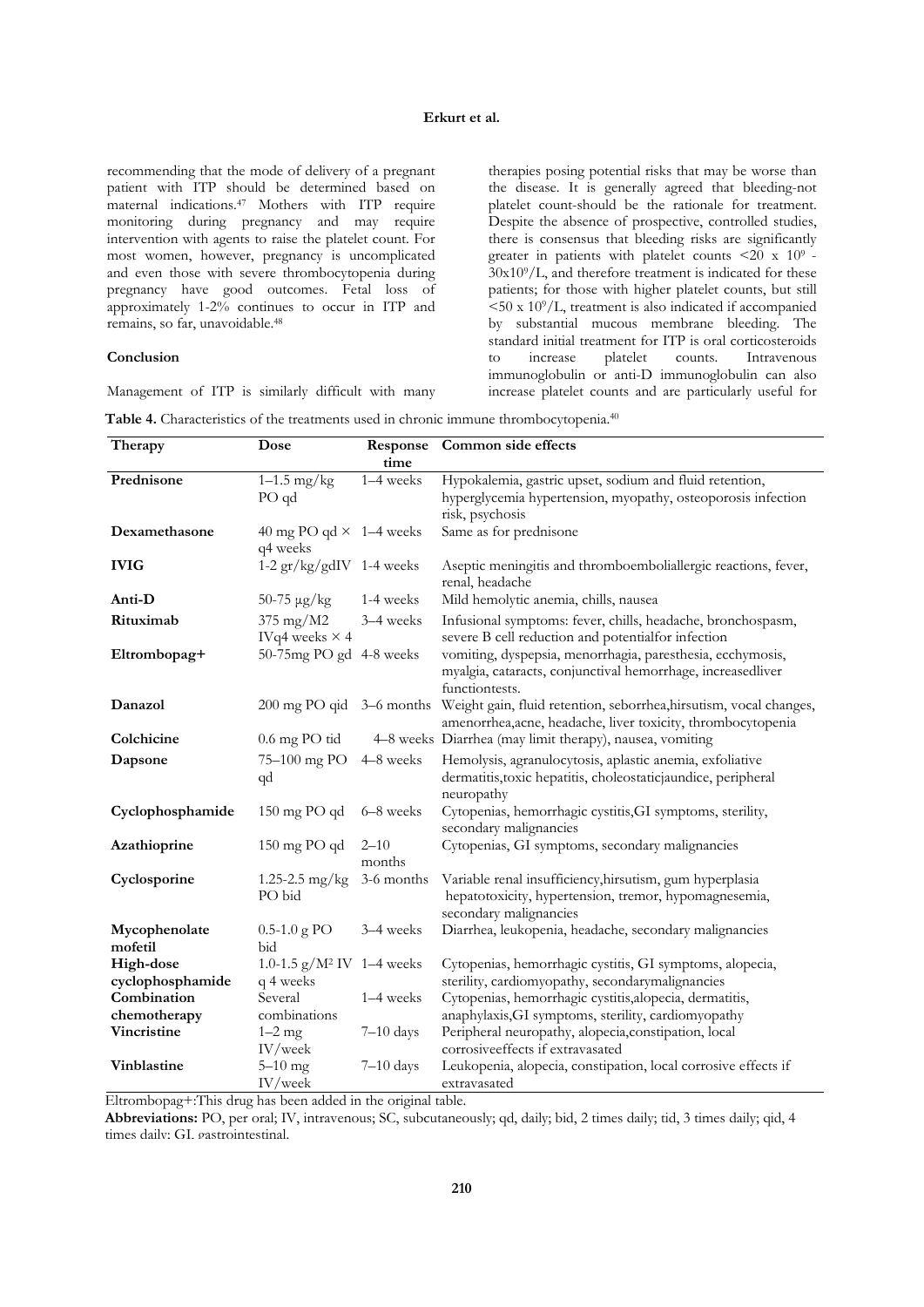recommending that the mode of delivery of a pregnant patient with ITP should be determined based on maternal indications.[47] Mothers with ITP require monitoring during pregnancy and may require intervention with agents to raise the platelet count. For most women, however, pregnancy is uncomplicated and even those with severe thrombocytopenia during pregnancy have good outcomes. Fetal loss of approximately 1-2% continues to occur in ITP and remains, so far, unavoidable.[48]

**Conclusion**

Management of ITP is similarly difficult with many therapies posing potential risks that may be worse than the disease. It is generally agreed that bleeding-not platelet count-should be the rationale for treatment. Despite the absence of prospective, controlled studies, there is consensus that bleeding risks are significantly greater in patients with platelet counts <20 x $10^9$ - $30 x 10^9$/L, and therefore treatment is indicated for these patients; for those with higher platelet counts, but still <50 x $10^9$/L, treatment is also indicated if accompanied by substantial mucous membrane bleeding. The standard initial treatment for ITP is oral corticosteroids to increase platelet counts. Intravenous immunoglobulin or anti-D immunoglobulin can also increase platelet counts and are particularly useful for

**Table 4.** Characteristics of the treatments used in chronic immune thrombocytopenia.[40]

| Therapy | Dose | Response time | Common side effects |
|---|---|---|---|
| **Prednisone** | 1–1.5 mg/kg PO qd | 1–4 weeks | Hypokalemia, gastric upset, sodium and fluid retention, hyperglycemia hypertension, myopathy, osteoporosis infection risk, psychosis |
| **Dexamethasone** | 40 mg PO qd × q4 weeks | 1–4 weeks | Same as for prednisone |
| **IVIG** | 1-2 gr/kg/gdIV | 1-4 weeks | Aseptic meningitis and thromboemboliallergic reactions, fever, renal, headache |
| **Anti-D** | 50-75 µg/kg | 1-4 weeks | Mild hemolytic anemia, chills, nausea |
| **Rituximab** | 375 mg/M2 IVq4 weeks × 4 | 3–4 weeks | Infusional symptoms: fever, chills, headache, bronchospasm, severe B cell reduction and potentialfor infection |
| **Eltrombopag+** | 50-75mg PO gd | 4-8 weeks | vomiting, dyspepsia, menorrhagia, paresthesia, ecchymosis, myalgia, cataracts, conjunctival hemorrhage, increasedliver functiontests. |
| **Danazol** | 200 mg PO qid | 3–6 months | Weight gain, fluid retention, seborrhea,hirsutism, vocal changes, amenorrhea,acne, headache, liver toxicity, thrombocytopenia |
| **Colchicine** | 0.6 mg PO tid | 4–8 weeks | Diarrhea (may limit therapy), nausea, vomiting |
| **Dapsone** | 75–100 mg PO qd | 4–8 weeks | Hemolysis, agranulocytosis, aplastic anemia, exfoliative dermatitis,toxic hepatitis, choleostaticjaundice, peripheral neuropathy |
| **Cyclophosphamide** | 150 mg PO qd | 6–8 weeks | Cytopenias, hemorrhagic cystitis,GI symptoms, sterility, secondary malignancies |
| **Azathioprine** | 150 mg PO qd | 2–10 months | Cytopenias, GI symptoms, secondary malignancies |
| **Cyclosporine** | 1.25-2.5 mg/kg PO bid | 3-6 months | Variable renal insufficiency,hirsutism, gum hyperplasia hepatotoxicity, hypertension, tremor, hypomagnesemia, secondary malignancies |
| **Mycophenolate mofetil** | 0.5-1.0 g PO bid | 3–4 weeks | Diarrhea, leukopenia, headache, secondary malignancies |
| **High-dose cyclophosphamide** | 1.0-1.5 g/M² IV q 4 weeks | 1–4 weeks | Cytopenias, hemorrhagic cystitis, GI symptoms, alopecia, sterility, cardiomyopathy, secondarymalignancies |
| **Combination chemotherapy** | Several combinations | 1–4 weeks | Cytopenias, hemorrhagic cystitis,alopecia, dermatitis, anaphylaxis,GI symptoms, sterility, cardiomyopathy |
| **Vincristine** | 1–2 mg IV/week | 7–10 days | Peripheral neuropathy, alopecia,constipation, local corrosiveeffects if extravasated |
| **Vinblastine** | 5–10 mg IV/week | 7–10 days | Leukopenia, alopecia, constipation, local corrosive effects if extravasated |

Eltrombopag+:This drug has been added in the original table.

**Abbreviations:** PO, per oral; IV, intravenous; SC, subcutaneously; qd, daily; bid, 2 times daily; tid, 3 times daily; qid, 4 times daily; GI, gastrointestinal.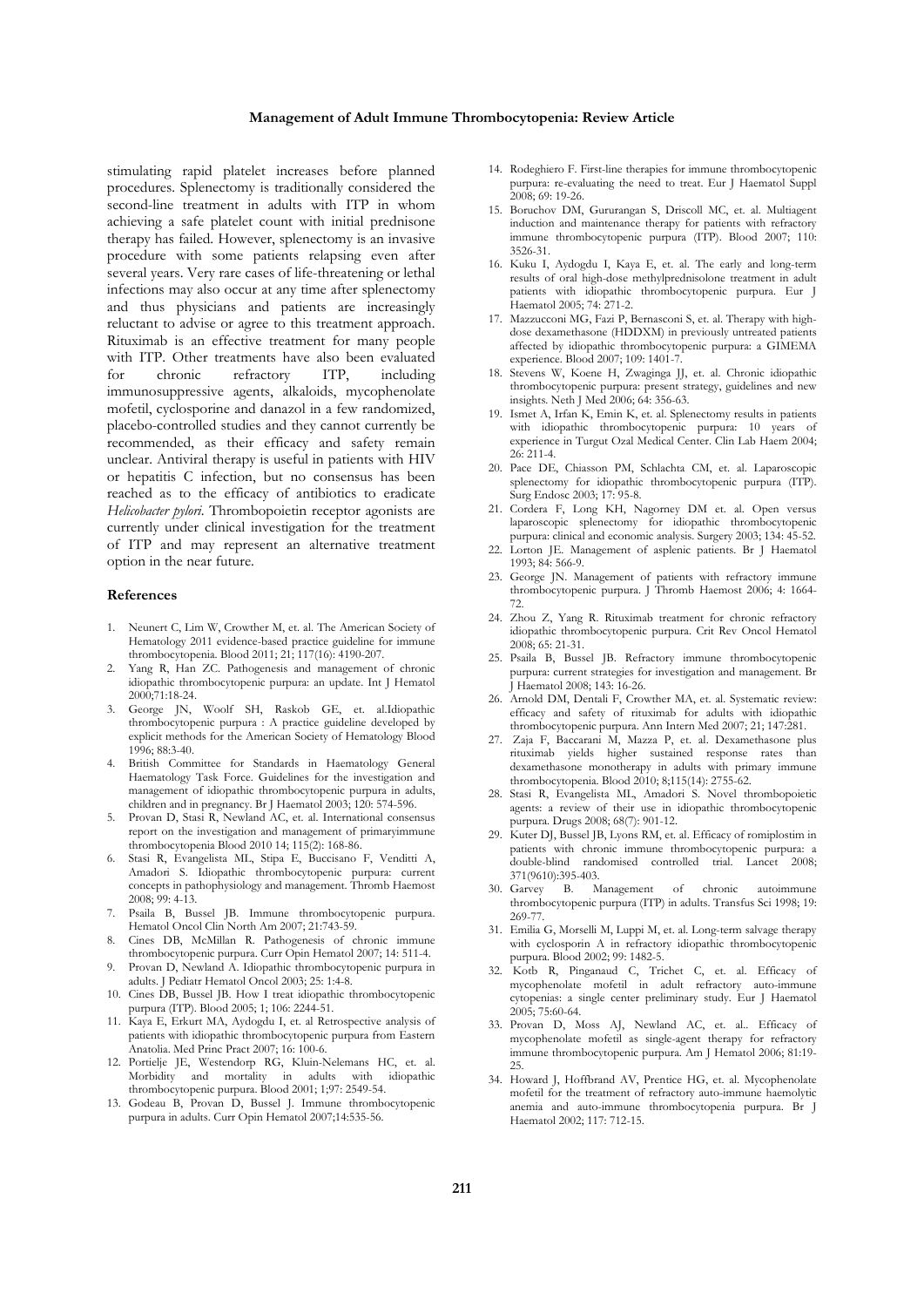stimulating rapid platelet increases before planned procedures. Splenectomy is traditionally considered the second-line treatment in adults with ITP in whom achieving a safe platelet count with initial prednisone therapy has failed. However, splenectomy is an invasive procedure with some patients relapsing even after several years. Very rare cases of life-threatening or lethal infections may also occur at any time after splenectomy and thus physicians and patients are increasingly reluctant to advise or agree to this treatment approach. Rituximab is an effective treatment for many people with ITP. Other treatments have also been evaluated for chronic refractory ITP, including immunosuppressive agents, alkaloids, mycophenolate mofetil, cyclosporine and danazol in a few randomized, placebo-controlled studies and they cannot currently be recommended, as their efficacy and safety remain unclear. Antiviral therapy is useful in patients with HIV or hepatitis C infection, but no consensus has been reached as to the efficacy of antibiotics to eradicate *Helicobacter pylori*. Thrombopoietin receptor agonists are currently under clinical investigation for the treatment of ITP and may represent an alternative treatment option in the near future.

## References

1. Neunert C, Lim W, Crowther M, et. al. The American Society of Hematology 2011 evidence-based practice guideline for immune thrombocytopenia. Blood 2011; 21; 117(16): 4190-207.
2. Yang R, Han ZC. Pathogenesis and management of chronic idiopathic thrombocytopenic purpura: an update. Int J Hematol 2000;71:18-24.
3. George JN, Woolf SH, Raskob GE, et. al.Idiopathic thrombocytopenic purpura : A practice guideline developed by explicit methods for the American Society of Hematology Blood 1996; 88:3-40.
4. British Committee for Standards in Haematology General Haematology Task Force. Guidelines for the investigation and management of idiopathic thrombocytopenic purpura in adults, children and in pregnancy. Br J Haematol 2003; 120: 574-596.
5. Provan D, Stasi R, Newland AC, et. al. International consensus report on the investigation and management of primaryimmune thrombocytopenia Blood 2010 14; 115(2): 168-86.
6. Stasi R, Evangelista ML, Stipa E, Buccisano F, Venditti A, Amadori S. Idiopathic thrombocytopenic purpura: current concepts in pathophysiology and management. Thromb Haemost 2008; 99: 4-13.
7. Psaila B, Bussel JB. Immune thrombocytopenic purpura. Hematol Oncol Clin North Am 2007; 21:743-59.
8. Cines DB, McMillan R. Pathogenesis of chronic immune thrombocytopenic purpura. Curr Opin Hematol 2007; 14: 511-4.
9. Provan D, Newland A. Idiopathic thrombocytopenic purpura in adults. J Pediatr Hematol Oncol 2003; 25: 1:4-8.
10. Cines DB, Bussel JB. How I treat idiopathic thrombocytopenic purpura (ITP). Blood 2005; 1; 106: 2244-51.
11. Kaya E, Erkurt MA, Aydogdu I, et. al Retrospective analysis of patients with idiopathic thrombocytopenic purpura from Eastern Anatolia. Med Princ Pract 2007; 16: 100-6.
12. Portielje JE, Westendorp RG, Kluin-Nelemans HC, et. al. Morbidity and mortality in adults with idiopathic thrombocytopenic purpura. Blood 2001; 1;97: 2549-54.
13. Godeau B, Provan D, Bussel J. Immune thrombocytopenic purpura in adults. Curr Opin Hematol 2007;14:535-56.
14. Rodeghiero F. First-line therapies for immune thrombocytopenic purpura: re-evaluating the need to treat. Eur J Haematol Suppl 2008; 69: 19-26.
15. Boruchov DM, Gururangan S, Driscoll MC, et. al. Multiagent induction and maintenance therapy for patients with refractory immune thrombocytopenic purpura (ITP). Blood 2007; 110: 3526-31.
16. Kuku I, Aydogdu I, Kaya E, et. al. The early and long-term results of oral high-dose methylprednisolone treatment in adult patients with idiopathic thrombocytopenic purpura. Eur J Haematol 2005; 74: 271-2.
17. Mazzucconi MG, Fazi P, Bernasconi S, et. al. Therapy with high-dose dexamethasone (HDDXM) in previously untreated patients affected by idiopathic thrombocytopenic purpura: a GIMEMA experience. Blood 2007; 109: 1401-7.
18. Stevens W, Koene H, Zwaginga JJ, et. al. Chronic idiopathic thrombocytopenic purpura: present strategy, guidelines and new insights. Neth J Med 2006; 64: 356-63.
19. Ismet A, Irfan K, Emin K, et. al. Splenectomy results in patients with idiopathic thrombocytopenic purpura: 10 years of experience in Turgut Ozal Medical Center. Clin Lab Haem 2004; 26: 211-4.
20. Pace DE, Chiasson PM, Schlachta CM, et. al. Laparoscopic splenectomy for idiopathic thrombocytopenic purpura (ITP). Surg Endosc 2003; 17: 95-8.
21. Cordera F, Long KH, Nagorney DM et. al. Open versus laparoscopic splenectomy for idiopathic thrombocytopenic purpura: clinical and economic analysis. Surgery 2003; 134: 45-52.
22. Lorton JE. Management of asplenic patients. Br J Haematol 1993; 84: 566-9.
23. George JN. Management of patients with refractory immune thrombocytopenic purpura. J Thromb Haemost 2006; 4: 1664-72.
24. Zhou Z, Yang R. Rituximab treatment for chronic refractory idiopathic thrombocytopenic purpura. Crit Rev Oncol Hematol 2008; 65: 21-31.
25. Psaila B, Bussel JB. Refractory immune thrombocytopenic purpura: current strategies for investigation and management. Br J Haematol 2008; 143: 16-26.
26. Arnold DM, Dentali F, Crowther MA, et. al. Systematic review: efficacy and safety of rituximab for adults with idiopathic thrombocytopenic purpura. Ann Intern Med 2007; 21; 147:281.
27. Zaja F, Baccarani M, Mazza P, et. al. Dexamethasone plus rituximab yields higher sustained response rates than dexamethasone monotherapy in adults with primary immune thrombocytopenia. Blood 2010; 8;115(14): 2755-62.
28. Stasi R, Evangelista ML, Amadori S. Novel thrombopoietic agents: a review of their use in idiopathic thrombocytopenic purpura. Drugs 2008; 68(7): 901-12.
29. Kuter DJ, Bussel JB, Lyons RM, et. al. Efficacy of romiplostim in patients with chronic immune thrombocytopenic purpura: a double-blind randomised controlled trial. Lancet 2008; 371(9610):395-403.
30. Garvey B. Management of chronic autoimmune thrombocytopenic purpura (ITP) in adults. Transfus Sci 1998; 19: 269-77.
31. Emilia G, Morselli M, Luppi M, et. al. Long-term salvage therapy with cyclosporin A in refractory idiopathic thrombocytopenic purpura. Blood 2002; 99: 1482-5.
32. Kotb R, Pinganaud C, Trichet C, et. al. Efficacy of mycophenolate mofetil in adult refractory auto-immune cytopenias: a single center preliminary study. Eur J Haematol 2005; 75:60-64.
33. Provan D, Moss AJ, Newland AC, et. al.. Efficacy of mycophenolate mofetil as single-agent therapy for refractory immune thrombocytopenic purpura. Am J Hematol 2006; 81:19-25.
34. Howard J, Hoffbrand AV, Prentice HG, et. al. Mycophenolate mofetil for the treatment of refractory auto-immune haemolytic anemia and auto-immune thrombocytopenia purpura. Br J Haematol 2002; 117: 712-15.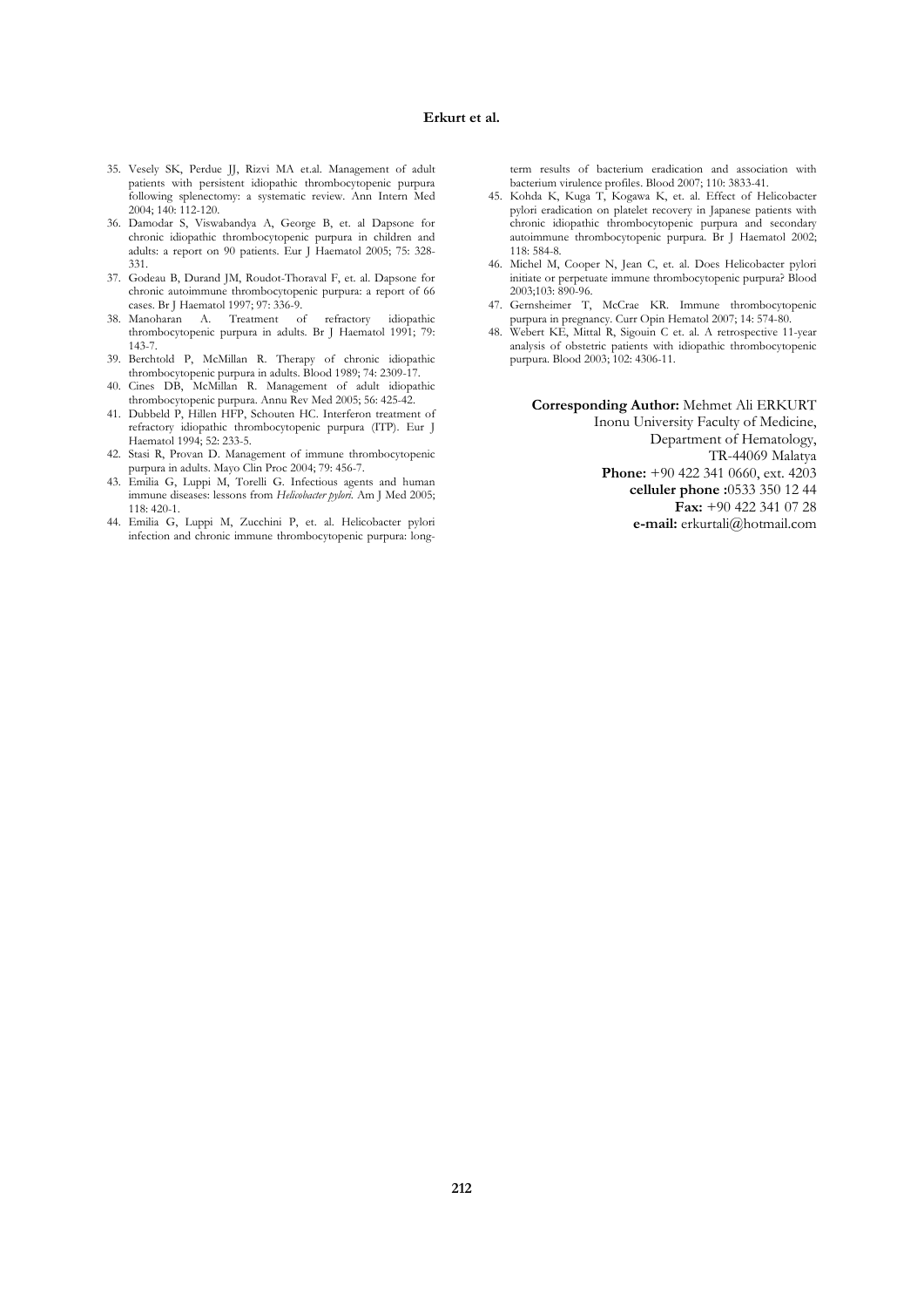35. Vesely SK, Perdue JJ, Rizvi MA et.al. Management of adult patients with persistent idiopathic thrombocytopenic purpura following splenectomy: a systematic review. Ann Intern Med 2004; 140: 112-120.
36. Damodar S, Viswabandya A, George B, et. al Dapsone for chronic idiopathic thrombocytopenic purpura in children and adults: a report on 90 patients. Eur J Haematol 2005; 75: 328-331.
37. Godeau B, Durand JM, Roudot-Thoraval F, et. al. Dapsone for chronic autoimmune thrombocytopenic purpura: a report of 66 cases. Br J Haematol 1997; 97: 336-9.
38. Manoharan A. Treatment of refractory idiopathic thrombocytopenic purpura in adults. Br J Haematol 1991; 79: 143-7.
39. Berchtold P, McMillan R. Therapy of chronic idiopathic thrombocytopenic purpura in adults. Blood 1989; 74: 2309-17.
40. Cines DB, McMillan R. Management of adult idiopathic thrombocytopenic purpura. Annu Rev Med 2005; 56: 425-42.
41. Dubbeld P, Hillen HFP, Schouten HC. Interferon treatment of refractory idiopathic thrombocytopenic purpura (ITP). Eur J Haematol 1994; 52: 233-5.
42. Stasi R, Provan D. Management of immune thrombocytopenic purpura in adults. Mayo Clin Proc 2004; 79: 456-7.
43. Emilia G, Luppi M, Torelli G. Infectious agents and human immune diseases: lessons from *Helicobacter pylori*. Am J Med 2005; 118: 420-1.
44. Emilia G, Luppi M, Zucchini P, et. al. Helicobacter pylori infection and chronic immune thrombocytopenic purpura: long-term results of bacterium eradication and association with bacterium virulence profiles. Blood 2007; 110: 3833-41.
45. Kohda K, Kuga T, Kogawa K, et. al. Effect of Helicobacter pylori eradication on platelet recovery in Japanese patients with chronic idiopathic thrombocytopenic purpura and secondary autoimmune thrombocytopenic purpura. Br J Haematol 2002; 118: 584-8.
46. Michel M, Cooper N, Jean C, et. al. Does Helicobacter pylori initiate or perpetuate immune thrombocytopenic purpura? Blood 2003;103: 890-96.
47. Gernsheimer T, McCrae KR. Immune thrombocytopenic purpura in pregnancy. Curr Opin Hematol 2007; 14: 574-80.
48. Webert KE, Mittal R, Sigouin C et. al. A retrospective 11-year analysis of obstetric patients with idiopathic thrombocytopenic purpura. Blood 2003; 102: 4306-11.

**Corresponding Author:** Mehmet Ali ERKURT
Inonu University Faculty of Medicine,
Department of Hematology,
TR-44069 Malatya
**Phone:** +90 422 341 0660, ext. 4203
**celluler phone :**0533 350 12 44
**Fax:** +90 422 341 07 28
**e-mail:** erkurtali@hotmail.com